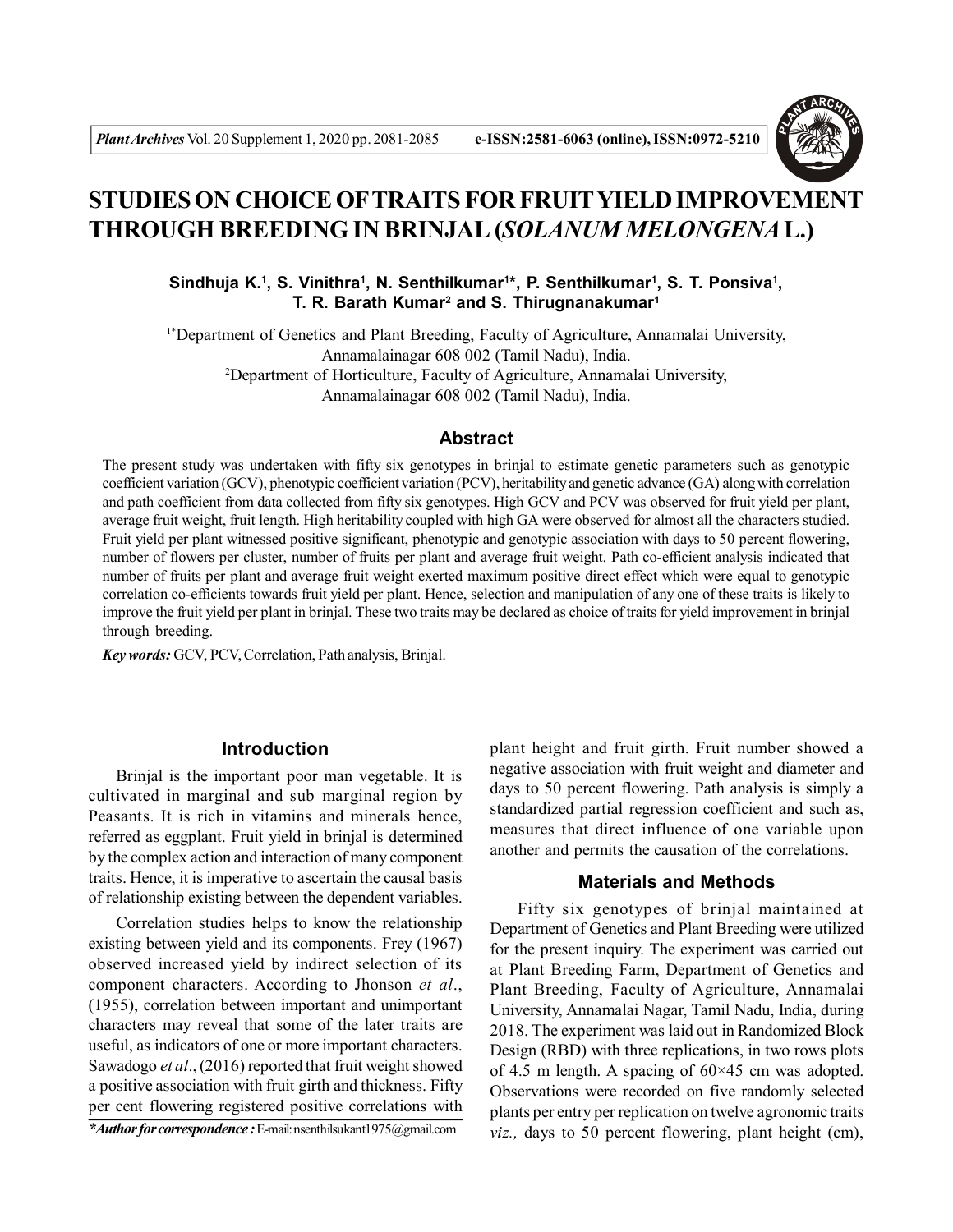# STUDIES ON CHOICE OF TRAITS FOR FRUIT YIELD IMPROVEMENT THROUGH BREEDING IN BRINJAL (*SOLANUM MELONGENA* L.)

**Sindhuja K.[1], S. Vinithra[1], N. Senthilkumar[1*], P. Senthilkumar[1], S. T. Ponsiva[1], T. R. Barath Kumar[2] and S. Thirugnanakumar[1]**

[1*]Department of Genetics and Plant Breeding, Faculty of Agriculture, Annamalai University, Annamalainagar 608 002 (Tamil Nadu), India.
[2]Department of Horticulture, Faculty of Agriculture, Annamalai University, Annamalainagar 608 002 (Tamil Nadu), India.

## Abstract

The present study was undertaken with fifty six genotypes in brinjal to estimate genetic parameters such as genotypic coefficient variation (GCV), phenotypic coefficient variation (PCV), heritability and genetic advance (GA) along with correlation and path coefficient from data collected from fifty six genotypes. High GCV and PCV was observed for fruit yield per plant, average fruit weight, fruit length. High heritability coupled with high GA were observed for almost all the characters studied. Fruit yield per plant witnessed positive significant, phenotypic and genotypic association with days to 50 percent flowering, number of flowers per cluster, number of fruits per plant and average fruit weight. Path co-efficient analysis indicated that number of fruits per plant and average fruit weight exerted maximum positive direct effect which were equal to genotypic correlation co-efficients towards fruit yield per plant. Hence, selection and manipulation of any one of these traits is likely to improve the fruit yield per plant in brinjal. These two traits may be declared as choice of traits for yield improvement in brinjal through breeding.

***Key words:*** GCV, PCV, Correlation, Path analysis, Brinjal.

## Introduction

Brinjal is the important poor man vegetable. It is cultivated in marginal and sub marginal region by Peasants. It is rich in vitamins and minerals hence, referred as eggplant. Fruit yield in brinjal is determined by the complex action and interaction of many component traits. Hence, it is imperative to ascertain the causal basis of relationship existing between the dependent variables.

Correlation studies helps to know the relationship existing between yield and its components. Frey (1967) observed increased yield by indirect selection of its component characters. According to Jhonson *et al*., (1955), correlation between important and unimportant characters may reveal that some of the later traits are useful, as indicators of one or more important characters. Sawadogo *et al*., (2016) reported that fruit weight showed a positive association with fruit girth and thickness. Fifty per cent flowering registered positive correlations with plant height and fruit girth. Fruit number showed a negative association with fruit weight and diameter and days to 50 percent flowering. Path analysis is simply a standardized partial regression coefficient and such as, measures that direct influence of one variable upon another and permits the causation of the correlations.

## Materials and Methods

Fifty six genotypes of brinjal maintained at Department of Genetics and Plant Breeding were utilized for the present inquiry. The experiment was carried out at Plant Breeding Farm, Department of Genetics and Plant Breeding, Faculty of Agriculture, Annamalai University, Annamalai Nagar, Tamil Nadu, India, during 2018. The experiment was laid out in Randomized Block Design (RBD) with three replications, in two rows plots of 4.5 m length. A spacing of 60×45 cm was adopted. Observations were recorded on five randomly selected plants per entry per replication on twelve agronomic traits *viz.,* days to 50 percent flowering, plant height (cm),

***Author for correspondence :** E-mail: nsenthilsukant1975@gmail.com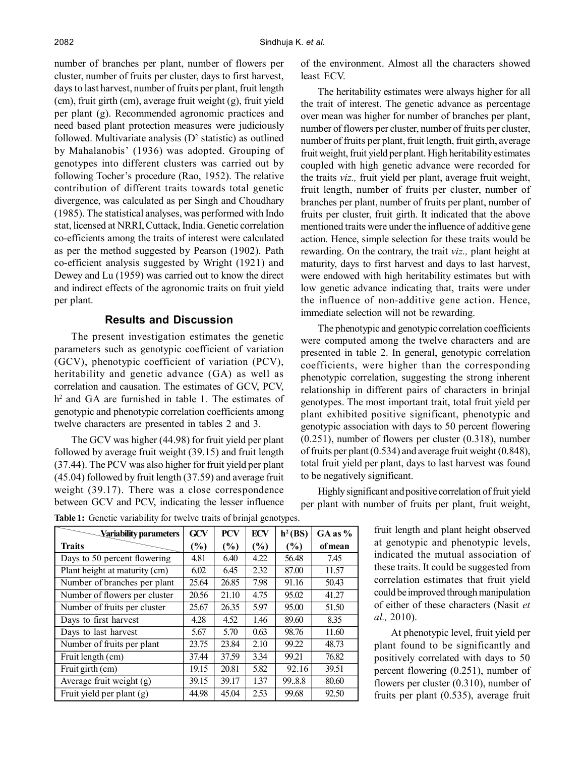number of branches per plant, number of flowers per cluster, number of fruits per cluster, days to first harvest, days to last harvest, number of fruits per plant, fruit length (cm), fruit girth (cm), average fruit weight (g), fruit yield per plant (g). Recommended agronomic practices and need based plant protection measures were judiciously followed. Multivariate analysis ($D^2$ statistic) as outlined by Mahalanobis' (1936) was adopted. Grouping of genotypes into different clusters was carried out by following Tocher's procedure (Rao, 1952). The relative contribution of different traits towards total genetic divergence, was calculated as per Singh and Choudhary (1985). The statistical analyses, was performed with Indo stat, licensed at NRRI, Cuttack, India. Genetic correlation co-efficients among the traits of interest were calculated as per the method suggested by Pearson (1902). Path co-efficient analysis suggested by Wright (1921) and Dewey and Lu (1959) was carried out to know the direct and indirect effects of the agronomic traits on fruit yield per plant.

## Results and Discussion

The present investigation estimates the genetic parameters such as genotypic coefficient of variation (GCV), phenotypic coefficient of variation (PCV), heritability and genetic advance (GA) as well as correlation and causation. The estimates of GCV, PCV, $h^2$ and GA are furnished in table 1. The estimates of genotypic and phenotypic correlation coefficients among twelve characters are presented in tables 2 and 3.

The GCV was higher (44.98) for fruit yield per plant followed by average fruit weight (39.15) and fruit length (37.44). The PCV was also higher for fruit yield per plant (45.04) followed by fruit length (37.59) and average fruit weight (39.17). There was a close correspondence between GCV and PCV, indicating the lesser influence of the environment. Almost all the characters showed least ECV.

The heritability estimates were always higher for all the trait of interest. The genetic advance as percentage over mean was higher for number of branches per plant, number of flowers per cluster, number of fruits per cluster, number of fruits per plant, fruit length, fruit girth, average fruit weight, fruit yield per plant. High heritability estimates coupled with high genetic advance were recorded for the traits *viz.,* fruit yield per plant, average fruit weight, fruit length, number of fruits per cluster, number of branches per plant, number of fruits per plant, number of fruits per cluster, fruit girth. It indicated that the above mentioned traits were under the influence of additive gene action. Hence, simple selection for these traits would be rewarding. On the contrary, the trait *viz.,* plant height at maturity, days to first harvest and days to last harvest, were endowed with high heritability estimates but with low genetic advance indicating that, traits were under the influence of non-additive gene action. Hence, immediate selection will not be rewarding.

The phenotypic and genotypic correlation coefficients were computed among the twelve characters and are presented in table 2. In general, genotypic correlation coefficients, were higher than the corresponding phenotypic correlation, suggesting the strong inherent relationship in different pairs of characters in brinjal genotypes. The most important trait, total fruit yield per plant exhibited positive significant, phenotypic and genotypic association with days to 50 percent flowering (0.251), number of flowers per cluster (0.318), number of fruits per plant (0.534) and average fruit weight (0.848), total fruit yield per plant, days to last harvest was found to be negatively significant.

Highly significant and positive correlation of fruit yield per plant with number of fruits per plant, fruit weight, fruit length and plant height observed at genotypic and phenotypic levels, indicated the mutual association of these traits. It could be suggested from correlation estimates that fruit yield could be improved through manipulation of either of these characters (Nasit *et al.,* 2010).

At phenotypic level, fruit yield per plant found to be significantly and positively correlated with days to 50 percent flowering (0.251), number of flowers per cluster (0.310), number of fruits per plant (0.535), average fruit

**Table 1:** Genetic variability for twelve traits of brinjal genotypes.

| Variability parameters / Traits | GCV (%) | PCV (%) | ECV (%) | $h^2$ (BS) (%) | GA as % of mean |
|---|---|---|---|---|---|
| Days to 50 percent flowering | 4.81 | 6.40 | 4.22 | 56.48 | 7.45 |
| Plant height at maturity (cm) | 6.02 | 6.45 | 2.32 | 87.00 | 11.57 |
| Number of branches per plant | 25.64 | 26.85 | 7.98 | 91.16 | 50.43 |
| Number of flowers per cluster | 20.56 | 21.10 | 4.75 | 95.02 | 41.27 |
| Number of fruits per cluster | 25.67 | 26.35 | 5.97 | 95.00 | 51.50 |
| Days to first harvest | 4.28 | 4.52 | 1.46 | 89.60 | 8.35 |
| Days to last harvest | 5.67 | 5.70 | 0.63 | 98.76 | 11.60 |
| Number of fruits per plant | 23.75 | 23.84 | 2.10 | 99.22 | 48.73 |
| Fruit length (cm) | 37.44 | 37.59 | 3.34 | 99.21 | 76.82 |
| Fruit girth (cm) | 19.15 | 20.81 | 5.82 | 92.16 | 39.51 |
| Average fruit weight (g) | 39.15 | 39.17 | 1.37 | 99..8.8 | 80.60 |
| Fruit yield per plant (g) | 44.98 | 45.04 | 2.53 | 99.68 | 92.50 |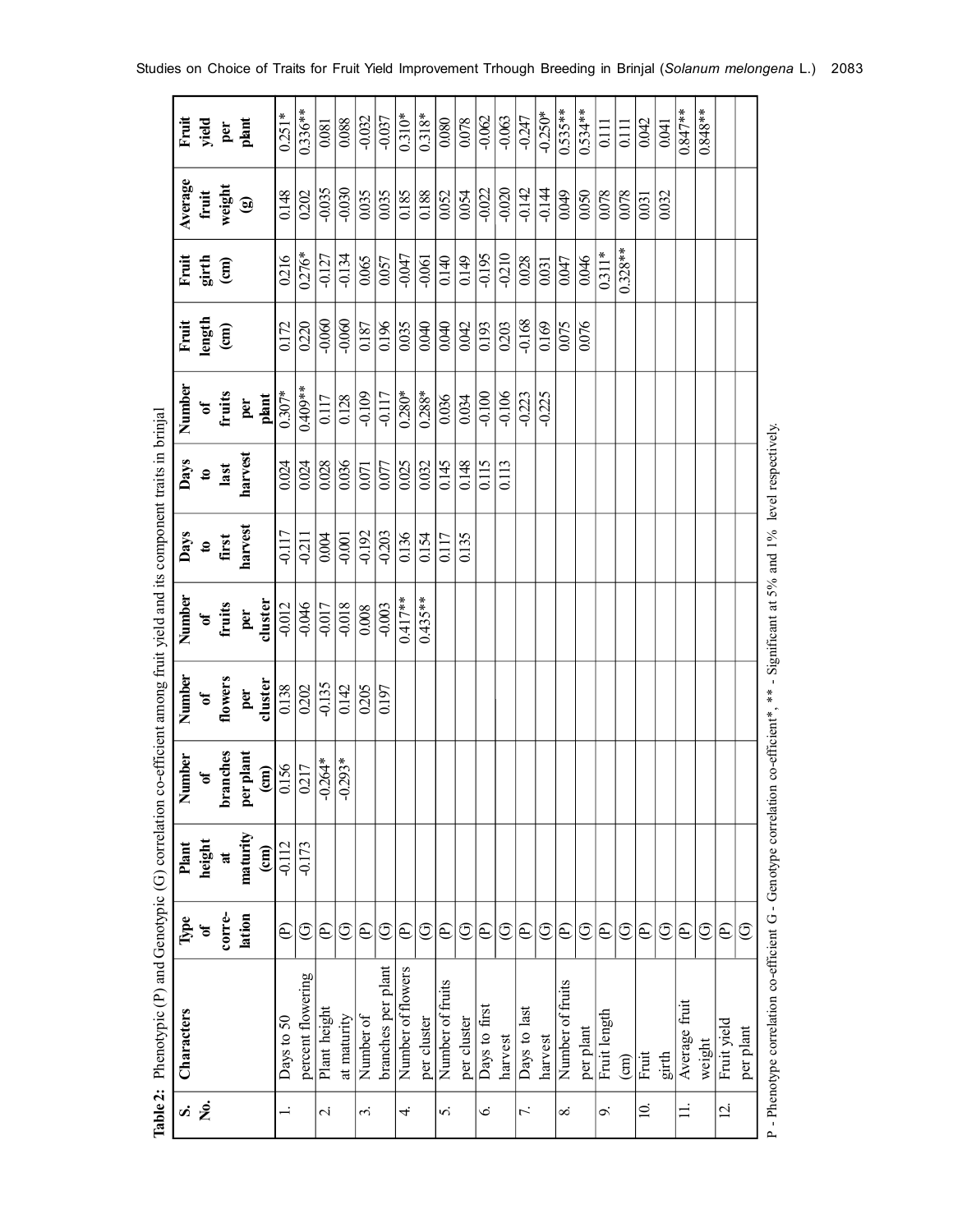**Table 2:** Phenotypic (P) and Genotypic (G) correlation co-efficient among fruit yield and its component traits in brinjal

| S. No. | Characters | Type of corre-lation | Plant height at maturity (cm) | Number of branches per plant (cm) | Number of flowers per cluster | Number of fruits per cluster | Days to first harvest | Days to last harvest | Number of fruits per plant | Fruit length (cm) | Fruit girth (cm) | Average fruit weight (g) | Fruit yield per plant |
|---|---|---|---|---|---|---|---|---|---|---|---|---|---|
| 1. | Days to 50 | (P) | -0.112 | 0.156 | 0.138 | -0.012 | -0.117 | 0.024 | 0.307* | 0.172 | 0.216 | 0.148 | 0.251* |
| | percent flowering | (G) | -0.173 | 0.217 | 0.202 | -0.046 | -0.211 | 0.024 | 0.409** | 0.220 | 0.276* | 0.202 | 0.336** |
| 2. | Plant height | (P) | | -0.264* | -0.135 | -0.017 | 0.004 | 0.028 | 0.117 | -0.060 | -0.127 | -0.035 | 0.081 |
| | at maturity | (G) | | -0.293* | 0.142 | -0.018 | -0.001 | 0.036 | 0.128 | -0.060 | -0.134 | -0.030 | 0.088 |
| 3. | Number of | (P) | | | 0.205 | 0.008 | -0.192 | 0.071 | -0.109 | 0.187 | 0.065 | 0.035 | -0.032 |
| | branches per plant | (G) | | | 0.197 | -0.003 | -0.203 | 0.077 | -0.117 | 0.196 | 0.057 | 0.035 | -0.037 |
| 4. | Number of flowers | (P) | | | | 0.417** | 0.136 | 0.025 | 0.280* | 0.035 | -0.047 | 0.185 | 0.310* |
| | per cluster | (G) | | | | 0.435** | 0.154 | 0.032 | 0.288* | 0.040 | -0.061 | 0.188 | 0.318* |
| 5. | Number of fruits | (P) | | | | | 0.117 | 0.145 | 0.036 | 0.040 | 0.140 | 0.052 | 0.080 |
| | per cluster | (G) | | | | | 0.135 | 0.148 | 0.034 | 0.042 | 0.149 | 0.054 | 0.078 |
| 6. | Days to first | (P) | | | | | | 0.115 | -0.100 | 0.193 | -0.195 | -0.022 | -0.062 |
| | harvest | (G) | | | | | | 0.113 | -0.106 | 0.203 | -0.210 | -0.020 | -0.063 |
| 7. | Days to last | (P) | | | | | | | -0.223 | -0.168 | 0.028 | -0.142 | -0.247 |
| | harvest | (G) | | | | | | | -0.225 | 0.169 | 0.031 | -0.144 | -0.250* |
| 8. | Number of fruits | (P) | | | | | | | | 0.075 | 0.047 | 0.049 | 0.535** |
| | per plant | (G) | | | | | | | | 0.076 | 0.046 | 0.050 | 0.534** |
| 9. | Fruit length | (P) | | | | | | | | | 0.311* | 0.078 | 0.111 |
| | (cm) | (G) | | | | | | | | | 0.328** | 0.078 | 0.111 |
| 10. | Fruit | (P) | | | | | | | | | | 0.031 | 0.042 |
| | girth | (G) | | | | | | | | | | 0.032 | 0.041 |
| 11. | Average fruit | (P) | | | | | | | | | | | 0.847** |
| | weight | (G) | | | | | | | | | | | 0.848** |
| 12. | Fruit yield | (P) | | | | | | | | | | | |
| | per plant | (G) | | | | | | | | | | | |

P - Phenotype correlation co-efficient G - Genotype correlation co-efficient*, ** - Significant at 5% and 1% level respectively.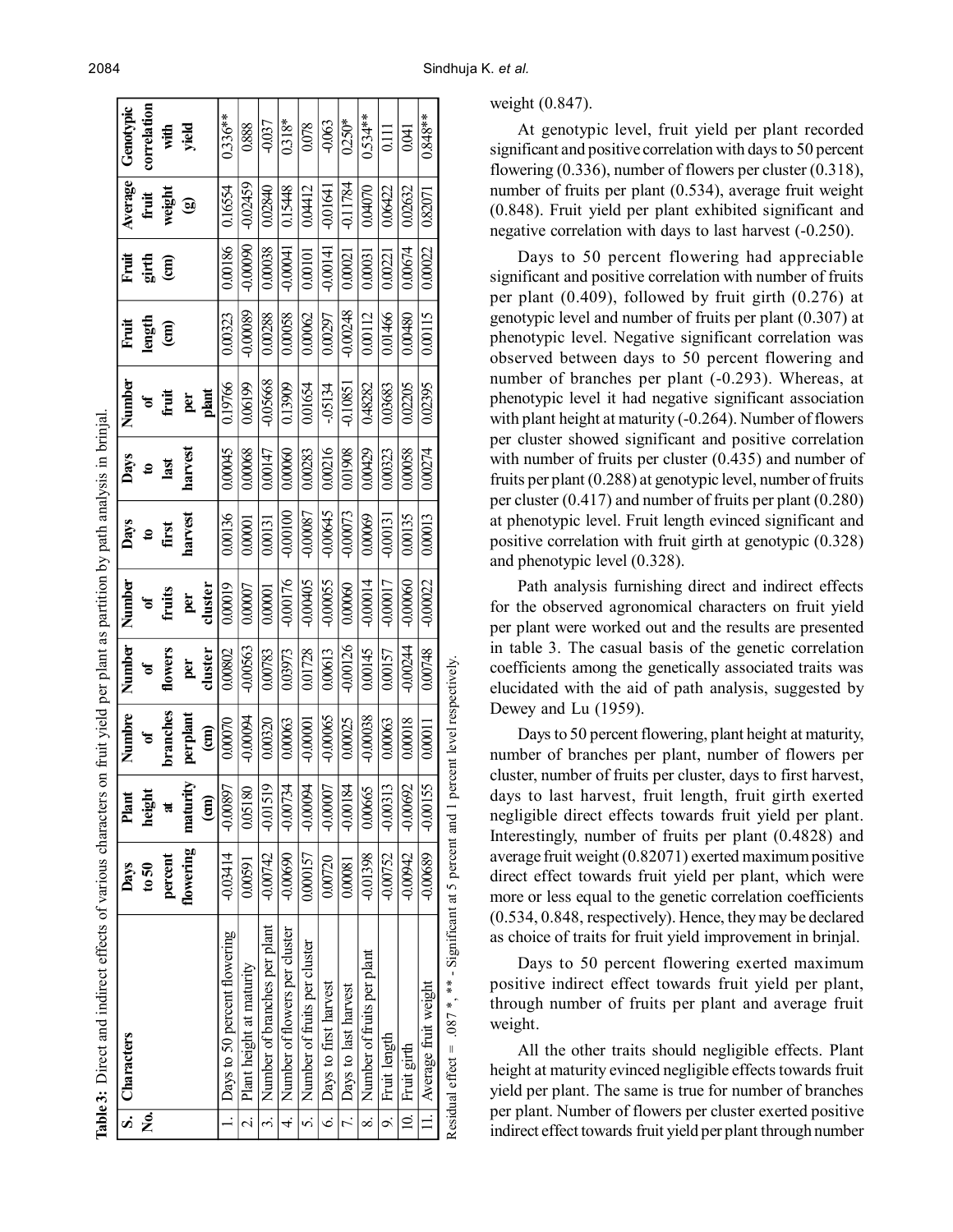**Table 3:** Direct and indirect effects of various characters on fruit yield per plant as partition by path analysis in brinjal.

| S. No. | Characters | Days to 50 percent flowering | Plant height at maturity (cm) | Numbre of branches perplant (cm) | Number of flowers per cluster | Number of fruits per cluster | Days to first harvest | Days to last harvest | Number of fruit per plant | Fruit length (cm) | Fruit girth (cm) | Average fruit weight (g) | Genotypic correlation with yield |
|---|---|---|---|---|---|---|---|---|---|---|---|---|---|
| 1. | Days to 50 percent flowering | -0.03414 | -0.00897 | 0.00070 | 0.00802 | 0.00019 | 0.00136 | 0.00045 | 0.19766 | 0.00323 | 0.00186 | 0.16554 | 0.336** |
| 2. | Plant height at maturity | 0.00591 | 0.05180 | -0.00094 | -0.00563 | 0.00007 | 0.00001 | 0.00068 | 0.06199 | -0.00089 | -0.00090 | -0.02459 | 0.888 |
| 3. | Number of branches per plant | -0.00742 | -0.01519 | 0.00320 | 0.00783 | 0.00001 | 0.00131 | 0.00147 | -0.05668 | 0.00288 | 0.00038 | 0.02840 | -0.037 |
| 4. | Number of flowers per cluster | -0.00690 | -0.00734 | 0.00063 | 0.03973 | -0.00176 | -0.00100 | 0.00060 | 0.13909 | 0.00058 | -0.00041 | 0.15448 | 0.318* |
| 5. | Number of fruits per cluster | 0.000157 | -0.00094 | -0.00001 | 0.01728 | -0.00405 | -0.00087 | 0.00283 | 0.01654 | 0.00062 | 0.00101 | 0.04412 | 0.078 |
| 6. | Days to first harvest | 0.00720 | -0.00007 | -0.00065 | 0.00613 | -0.00055 | -0.00645 | 0.00216 | -.05134 | 0.00297 | -0.00141 | -0.01641 | -0.063 |
| 7. | Days to last harvest | 0.00081 | -0.00184 | 0.00025 | -0.00126 | 0.00060 | -0.00073 | 0.01908 | -0.10851 | -0.00248 | 0.00021 | -0.11784 | 0.250* |
| 8. | Number of fruits per plant | -0.01398 | 0.00665 | -0.00038 | 0.00145 | -0.00014 | 0.00069 | 0.00429 | 0.48282 | 0.00112 | 0.00031 | 0.04070 | 0.534** |
| 9. | Fruit length | -0.00752 | -0.00313 | 0.00063 | 0.00157 | -0.00017 | -0.00131 | 0.00323 | 0.03683 | 0.01466 | 0.00221 | 0.06422 | 0.111 |
| 10. | Fruit girth | -0.00942 | -0.00692 | 0.00018 | -0.00244 | -0.00060 | 0.00135 | 0.00058 | 0.02205 | 0.00480 | 0.00674 | 0.02632 | 0.041 |
| 11. | Average fruit weight | -0.00689 | -0.00155 | 0.00011 | 0.00748 | -0.00022 | 0.00013 | 0.00274 | 0.02395 | 0.00115 | 0.00022 | 0.82071 | 0.848** |

Residual effect = .087 *, ** - Significant at 5 percent and 1 percent level respectively.

weight (0.847).

At genotypic level, fruit yield per plant recorded significant and positive correlation with days to 50 percent flowering (0.336), number of flowers per cluster (0.318), number of fruits per plant (0.534), average fruit weight (0.848). Fruit yield per plant exhibited significant and negative correlation with days to last harvest (-0.250).

Days to 50 percent flowering had appreciable significant and positive correlation with number of fruits per plant (0.409), followed by fruit girth (0.276) at genotypic level and number of fruits per plant (0.307) at phenotypic level. Negative significant correlation was observed between days to 50 percent flowering and number of branches per plant (-0.293). Whereas, at phenotypic level it had negative significant association with plant height at maturity (-0.264). Number of flowers per cluster showed significant and positive correlation with number of fruits per cluster (0.435) and number of fruits per plant (0.288) at genotypic level, number of fruits per cluster (0.417) and number of fruits per plant (0.280) at phenotypic level. Fruit length evinced significant and positive correlation with fruit girth at genotypic (0.328) and phenotypic level (0.328).

Path analysis furnishing direct and indirect effects for the observed agronomical characters on fruit yield per plant were worked out and the results are presented in table 3. The casual basis of the genetic correlation coefficients among the genetically associated traits was elucidated with the aid of path analysis, suggested by Dewey and Lu (1959).

Days to 50 percent flowering, plant height at maturity, number of branches per plant, number of flowers per cluster, number of fruits per cluster, days to first harvest, days to last harvest, fruit length, fruit girth exerted negligible direct effects towards fruit yield per plant. Interestingly, number of fruits per plant (0.4828) and average fruit weight (0.82071) exerted maximum positive direct effect towards fruit yield per plant, which were more or less equal to the genetic correlation coefficients (0.534, 0.848, respectively). Hence, they may be declared as choice of traits for fruit yield improvement in brinjal.

Days to 50 percent flowering exerted maximum positive indirect effect towards fruit yield per plant, through number of fruits per plant and average fruit weight.

All the other traits should negligible effects. Plant height at maturity evinced negligible effects towards fruit yield per plant. The same is true for number of branches per plant. Number of flowers per cluster exerted positive indirect effect towards fruit yield per plant through number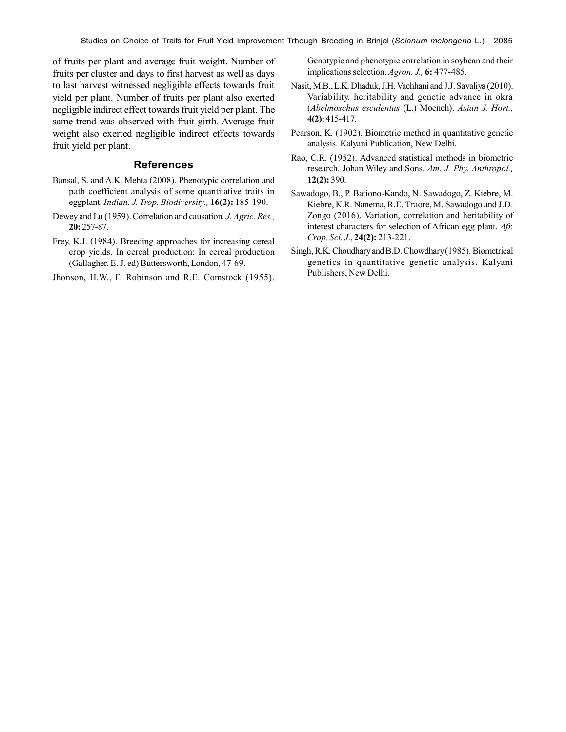of fruits per plant and average fruit weight. Number of fruits per cluster and days to first harvest as well as days to last harvest witnessed negligible effects towards fruit yield per plant. Number of fruits per plant also exerted negligible indirect effect towards fruit yield per plant. The same trend was observed with fruit girth. Average fruit weight also exerted negligible indirect effects towards fruit yield per plant.

## References

Bansal, S. and A.K. Mehta (2008). Phenotypic correlation and path coefficient analysis of some quantitative traits in eggplant. *Indian. J. Trop. Biodiversity.,* **16(2):** 185-190.

Dewey and Lu (1959). Correlation and causation. *J. Agric. Res.,* **20:** 257-87.

Frey, K.J. (1984). Breeding approaches for increasing cereal crop yields. In cereal production: In cereal production (Gallagher, E. J. ed) Buttersworth, London, 47-69.

Jhonson, H.W., F. Robinson and R.E. Comstock (1955). Genotypic and phenotypic correlation in soybean and their implications selection. *Agron. J.,* **6:** 477-485.

Nasit, M.B., L.K. Dhaduk, J.H. Vachhani and J.J. Savaliya (2010). Variability, heritability and genetic advance in okra (*Abelmoschus esculentus* (L.) Moench). *Asian J. Hort.,* **4(2):** 415-417.

Pearson, K. (1902). Biometric method in quantitative genetic analysis. Kalyani Publication, New Delhi.

Rao, C.R. (1952). Advanced statistical methods in biometric research. Johan Wiley and Sons. *Am. J. Phy. Anthropol.,* **12(2):** 390.

Sawadogo, B., P. Bationo-Kando, N. Sawadogo, Z. Kiebre, M. Kiebre, K.R. Nanema, R.E. Traore, M. Sawadogo and J.D. Zongo (2016). Variation, correlation and heritability of interest characters for selection of African egg plant. *Afr. Crop. Sci. J.*, **24(2):** 213-221.

Singh, R.K. Choudhary and B.D. Chowdhary (1985). Biometrical genetics in quantitative genetic analysis. Kalyani Publishers, New Delhi.